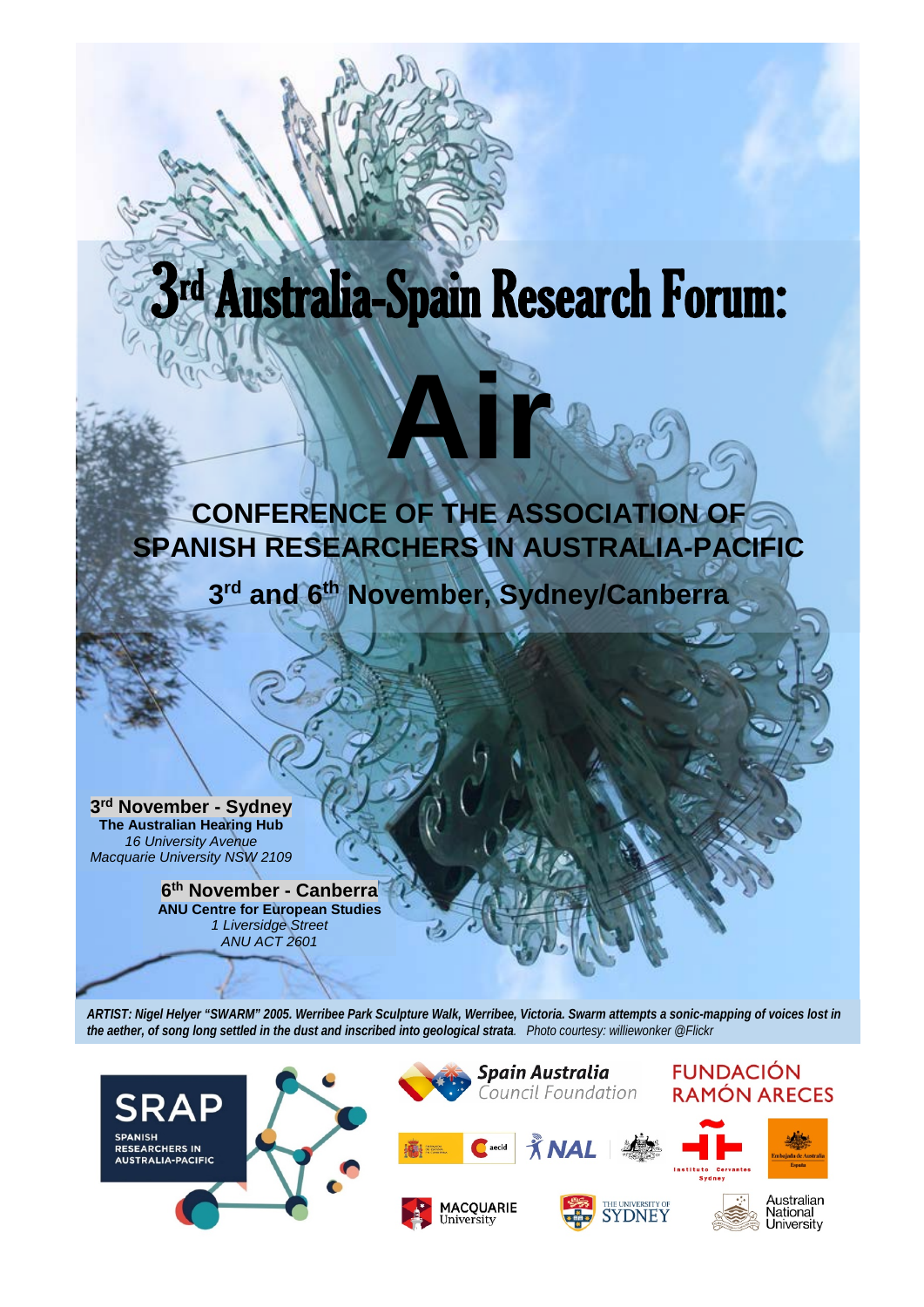# 3rd Australia-Spain Research Forum:

# Air

## CONFERENCE OF THE ASSOCIATION OF SPANISH RESEARCHERS IN AUSTRALIA-PACIFIC

### 3rd and 6th November, Sydney/Canberra

**3rd November - Sydney**
**The Australian Hearing Hub**
*16 University Avenue*
*Macquarie University NSW 2109*

**6th November - Canberra**
**ANU Centre for European Studies**
*1 Liversidge Street*
*ANU ACT 2601*

***ARTIST: Nigel Helyer "SWARM" 2005. Werribee Park Sculpture Walk, Werribee, Victoria. Swarm attempts a sonic-mapping of voices lost in the aether, of song long settled in the dust and inscribed into geological strata.*** *Photo courtesy: williewonker @Flickr*

SRAP SPANISH RESEARCHERS IN AUSTRALIA-PACIFIC

Spain Australia Council Foundation

FUNDACIÓN RAMÓN ARECES

aecid

NAL

Instituto Cervantes Sydney

Embajada de Australia España

MACQUARIE University

THE UNIVERSITY OF SYDNEY

Australian National University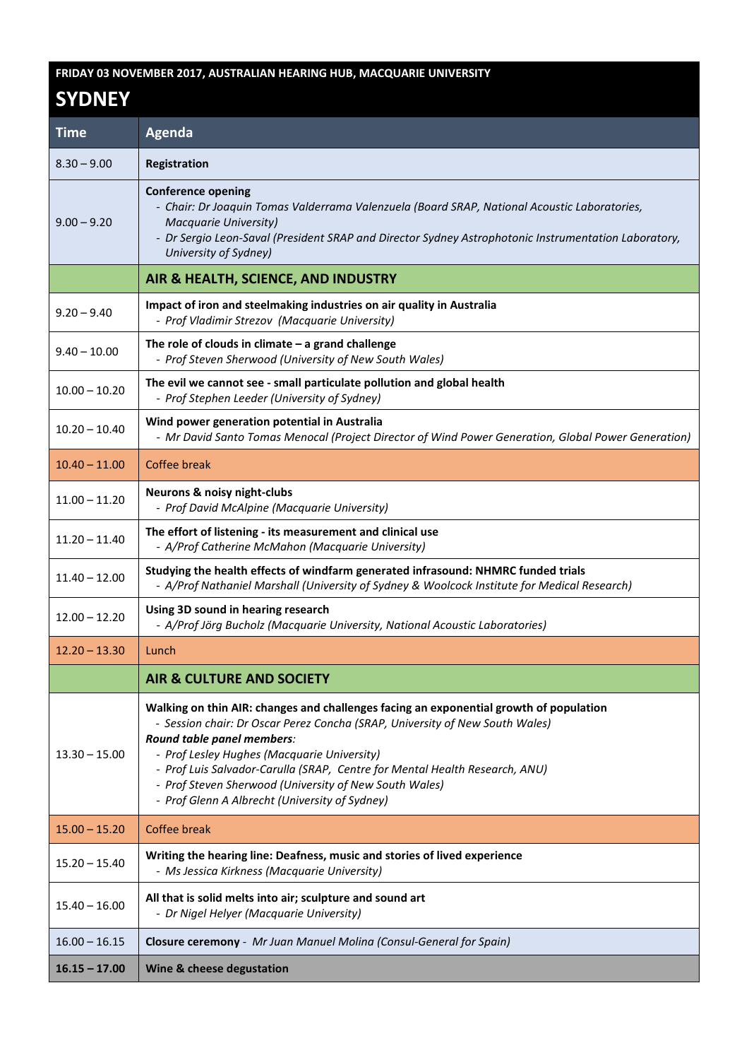**FRIDAY 03 NOVEMBER 2017, AUSTRALIAN HEARING HUB, MACQUARIE UNIVERSITY**

# SYDNEY

| Time | Agenda |
| --- | --- |
| 8.30 – 9.00 | **Registration** |
| 9.00 – 9.20 | **Conference opening**<br>- *Chair: Dr Joaquin Tomas Valderrama Valenzuela (Board SRAP, National Acoustic Laboratories, Macquarie University)*<br>- *Dr Sergio Leon-Saval (President SRAP and Director Sydney Astrophotonic Instrumentation Laboratory, University of Sydney)* |
| | **AIR & HEALTH, SCIENCE, AND INDUSTRY** |
| 9.20 – 9.40 | **Impact of iron and steelmaking industries on air quality in Australia**<br>- *Prof Vladimir Strezov (Macquarie University)* |
| 9.40 – 10.00 | **The role of clouds in climate – a grand challenge**<br>- *Prof Steven Sherwood (University of New South Wales)* |
| 10.00 – 10.20 | **The evil we cannot see - small particulate pollution and global health**<br>- *Prof Stephen Leeder (University of Sydney)* |
| 10.20 – 10.40 | **Wind power generation potential in Australia**<br>- *Mr David Santo Tomas Menocal (Project Director of Wind Power Generation, Global Power Generation)* |
| 10.40 – 11.00 | Coffee break |
| 11.00 – 11.20 | **Neurons & noisy night-clubs**<br>- *Prof David McAlpine (Macquarie University)* |
| 11.20 – 11.40 | **The effort of listening - its measurement and clinical use**<br>- *A/Prof Catherine McMahon (Macquarie University)* |
| 11.40 – 12.00 | **Studying the health effects of windfarm generated infrasound: NHMRC funded trials**<br>- *A/Prof Nathaniel Marshall (University of Sydney & Woolcock Institute for Medical Research)* |
| 12.00 – 12.20 | **Using 3D sound in hearing research**<br>- *A/Prof Jörg Bucholz (Macquarie University, National Acoustic Laboratories)* |
| 12.20 – 13.30 | Lunch |
| | **AIR & CULTURE AND SOCIETY** |
| 13.30 – 15.00 | **Walking on thin AIR: changes and challenges facing an exponential growth of population**<br>- *Session chair: Dr Oscar Perez Concha (SRAP, University of New South Wales)*<br>***Round table panel members:***<br>- *Prof Lesley Hughes (Macquarie University)*<br>- *Prof Luis Salvador-Carulla (SRAP, Centre for Mental Health Research, ANU)*<br>- *Prof Steven Sherwood (University of New South Wales)*<br>- *Prof Glenn A Albrecht (University of Sydney)* |
| 15.00 – 15.20 | Coffee break |
| 15.20 – 15.40 | **Writing the hearing line: Deafness, music and stories of lived experience**<br>- *Ms Jessica Kirkness (Macquarie University)* |
| 15.40 – 16.00 | **All that is solid melts into air; sculpture and sound art**<br>- *Dr Nigel Helyer (Macquarie University)* |
| 16.00 – 16.15 | **Closure ceremony** - *Mr Juan Manuel Molina (Consul-General for Spain)* |
| **16.15 – 17.00** | **Wine & cheese degustation** |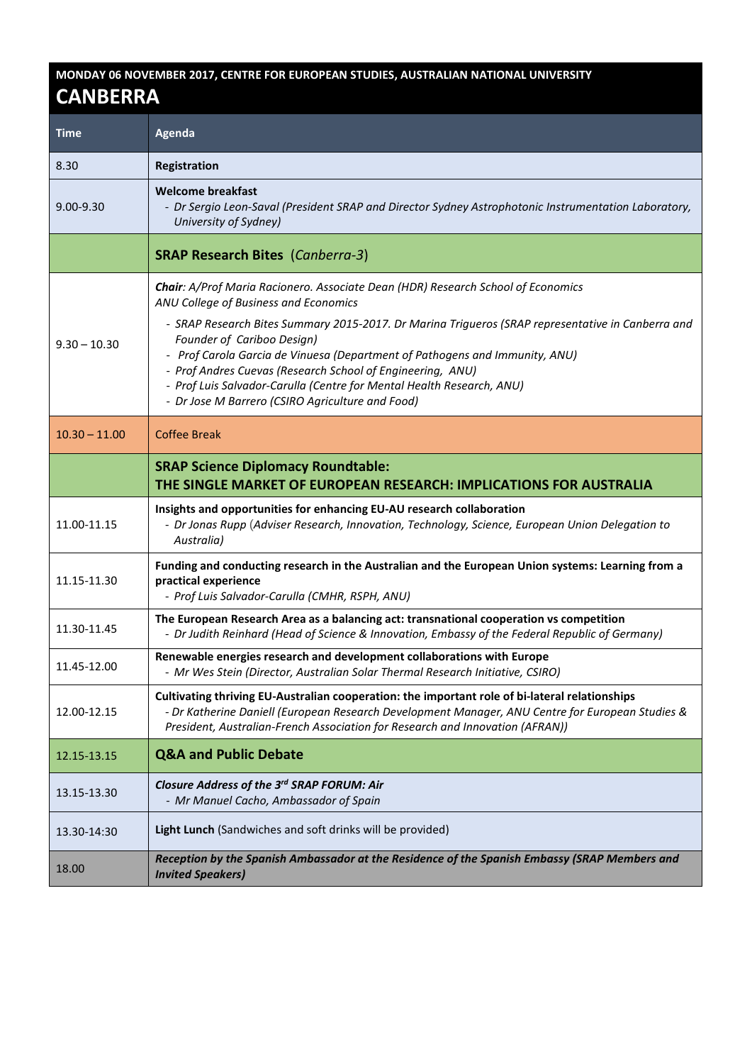**MONDAY 06 NOVEMBER 2017, CENTRE FOR EUROPEAN STUDIES, AUSTRALIAN NATIONAL UNIVERSITY**

# CANBERRA

| Time | Agenda |
|---|---|
| 8.30 | **Registration** |
| 9.00-9.30 | **Welcome breakfast**<br>- *Dr Sergio Leon-Saval (President SRAP and Director Sydney Astrophotonic Instrumentation Laboratory, University of Sydney)* |
| | **SRAP Research Bites** (*Canberra-3*) |
| 9.30 – 10.30 | ***Chair**: A/Prof Maria Racionero. Associate Dean (HDR) Research School of Economics ANU College of Business and Economics*<br>- *SRAP Research Bites Summary 2015-2017. Dr Marina Trigueros (SRAP representative in Canberra and Founder of Cariboo Design)*<br>- *Prof Carola Garcia de Vinuesa (Department of Pathogens and Immunity, ANU)*<br>- *Prof Andres Cuevas (Research School of Engineering, ANU)*<br>- *Prof Luis Salvador-Carulla (Centre for Mental Health Research, ANU)*<br>- *Dr Jose M Barrero (CSIRO Agriculture and Food)* |
| 10.30 – 11.00 | Coffee Break |
| | **SRAP Science Diplomacy Roundtable: THE SINGLE MARKET OF EUROPEAN RESEARCH: IMPLICATIONS FOR AUSTRALIA** |
| 11.00-11.15 | **Insights and opportunities for enhancing EU-AU research collaboration**<br>- *Dr Jonas Rupp (Adviser Research, Innovation, Technology, Science, European Union Delegation to Australia)* |
| 11.15-11.30 | **Funding and conducting research in the Australian and the European Union systems: Learning from a practical experience**<br>- *Prof Luis Salvador-Carulla (CMHR, RSPH, ANU)* |
| 11.30-11.45 | **The European Research Area as a balancing act: transnational cooperation vs competition**<br>- *Dr Judith Reinhard (Head of Science & Innovation, Embassy of the Federal Republic of Germany)* |
| 11.45-12.00 | **Renewable energies research and development collaborations with Europe**<br>- *Mr Wes Stein (Director, Australian Solar Thermal Research Initiative, CSIRO)* |
| 12.00-12.15 | **Cultivating thriving EU-Australian cooperation: the important role of bi-lateral relationships**<br>- *Dr Katherine Daniell (European Research Development Manager, ANU Centre for European Studies & President, Australian-French Association for Research and Innovation (AFRAN))* |
| 12.15-13.15 | **Q&A and Public Debate** |
| 13.15-13.30 | ***Closure Address of the 3rd SRAP FORUM: Air***<br>- *Mr Manuel Cacho, Ambassador of Spain* |
| 13.30-14:30 | **Light Lunch** (Sandwiches and soft drinks will be provided) |
| 18.00 | ***Reception by the Spanish Ambassador at the Residence of the Spanish Embassy (SRAP Members and Invited Speakers)*** |